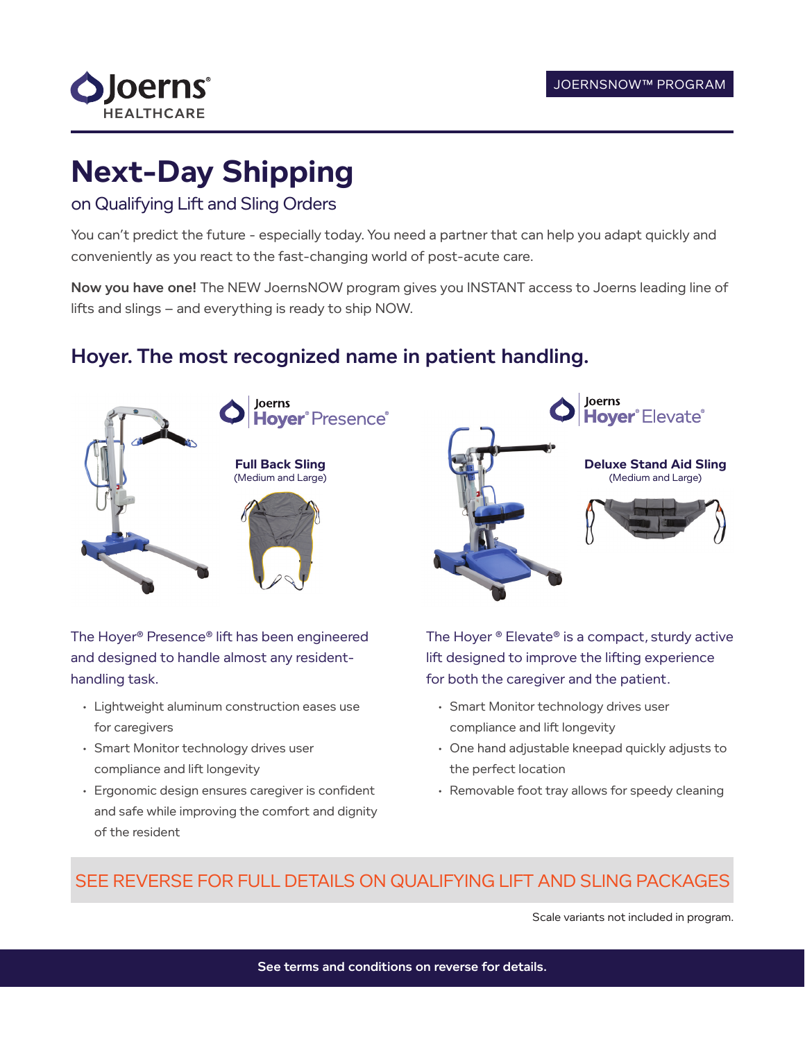Joerns HEALTHCARE

JOERNSNOW™ PROGRAM

# Next-Day Shipping

on Qualifying Lift and Sling Orders

You can't predict the future - especially today. You need a partner that can help you adapt quickly and conveniently as you react to the fast-changing world of post-acute care.

**Now you have one!** The NEW JoernsNOW program gives you INSTANT access to Joerns leading line of lifts and slings – and everything is ready to ship NOW.

## Hoyer. The most recognized name in patient handling.

### Joerns Hoyer® Presence®

**Full Back Sling**
(Medium and Large)

The Hoyer® Presence® lift has been engineered and designed to handle almost any resident-handling task.

- Lightweight aluminum construction eases use for caregivers
- Smart Monitor technology drives user compliance and lift longevity
- Ergonomic design ensures caregiver is confident and safe while improving the comfort and dignity of the resident

### Joerns Hoyer® Elevate®

**Deluxe Stand Aid Sling**
(Medium and Large)

The Hoyer ® Elevate® is a compact, sturdy active lift designed to improve the lifting experience for both the caregiver and the patient.

- Smart Monitor technology drives user compliance and lift longevity
- One hand adjustable kneepad quickly adjusts to the perfect location
- Removable foot tray allows for speedy cleaning

SEE REVERSE FOR FULL DETAILS ON QUALIFYING LIFT AND SLING PACKAGES

Scale variants not included in program.

**See terms and conditions on reverse for details.**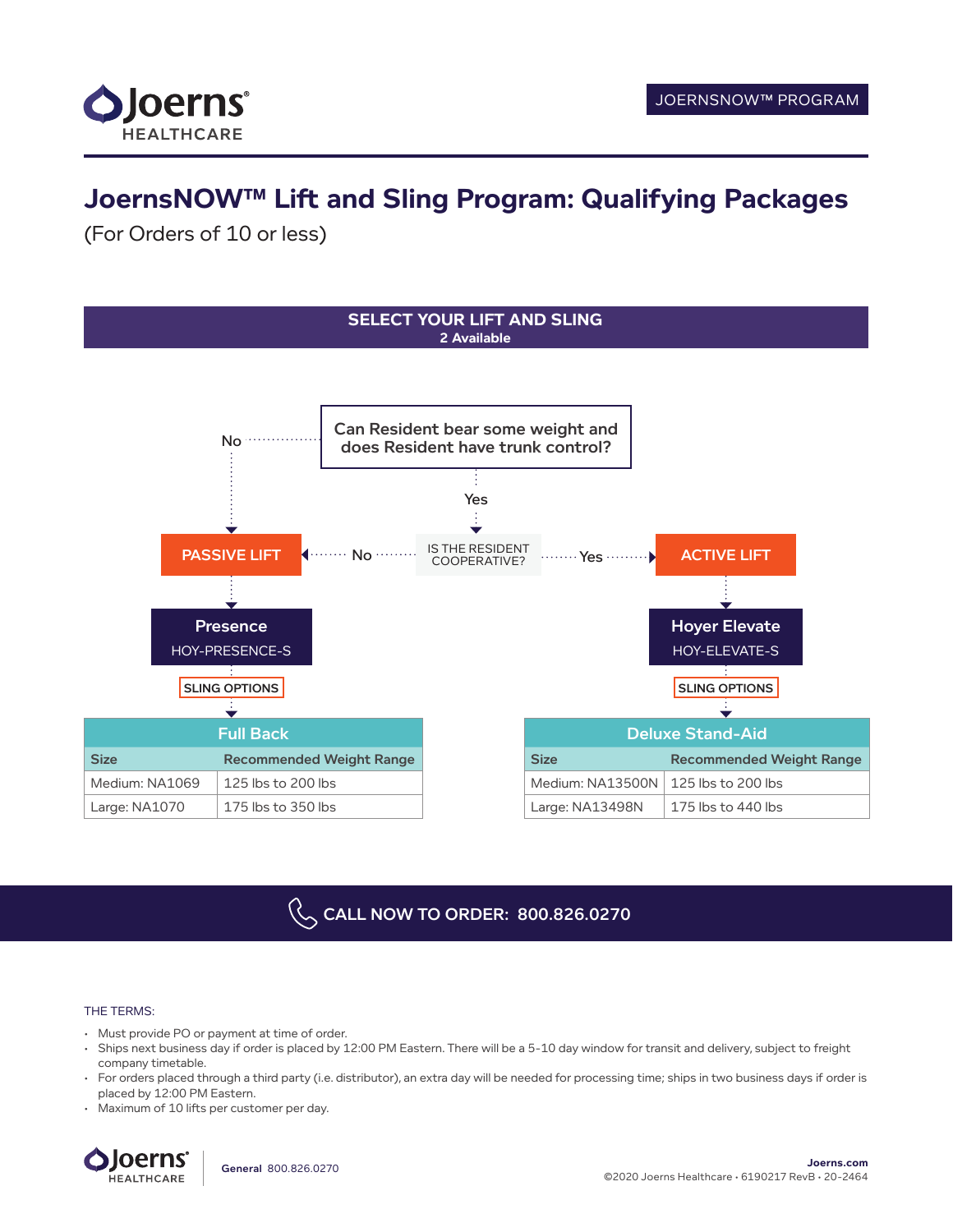JOERNSNOW™ PROGRAM

# JoernsNOW™ Lift and Sling Program: Qualifying Packages

(For Orders of 10 or less)

## SELECT YOUR LIFT AND SLING

**2 Available**

Can Resident bear some weight and does Resident have trunk control?

No → PASSIVE LIFT

Yes → IS THE RESIDENT COOPERATIVE?

- No → PASSIVE LIFT
- Yes → ACTIVE LIFT

### PASSIVE LIFT

**Presence**
HOY-PRESENCE-S

SLING OPTIONS

| Full Back | |
|---|---|
| **Size** | **Recommended Weight Range** |
| Medium: NA1069 | 125 lbs to 200 lbs |
| Large: NA1070 | 175 lbs to 350 lbs |

### ACTIVE LIFT

**Hoyer Elevate**
HOY-ELEVATE-S

SLING OPTIONS

| Deluxe Stand-Aid | |
|---|---|
| **Size** | **Recommended Weight Range** |
| Medium: NA13500N | 125 lbs to 200 lbs |
| Large: NA13498N | 175 lbs to 440 lbs |

**CALL NOW TO ORDER: 800.826.0270**

THE TERMS:

- Must provide PO or payment at time of order.
- Ships next business day if order is placed by 12:00 PM Eastern. There will be a 5-10 day window for transit and delivery, subject to freight company timetable.
- For orders placed through a third party (i.e. distributor), an extra day will be needed for processing time; ships in two business days if order is placed by 12:00 PM Eastern.
- Maximum of 10 lifts per customer per day.

Joerns HEALTHCARE

**General** 800.826.0270

**Joerns.com**

©2020 Joerns Healthcare • 6190217 RevB • 20-2464